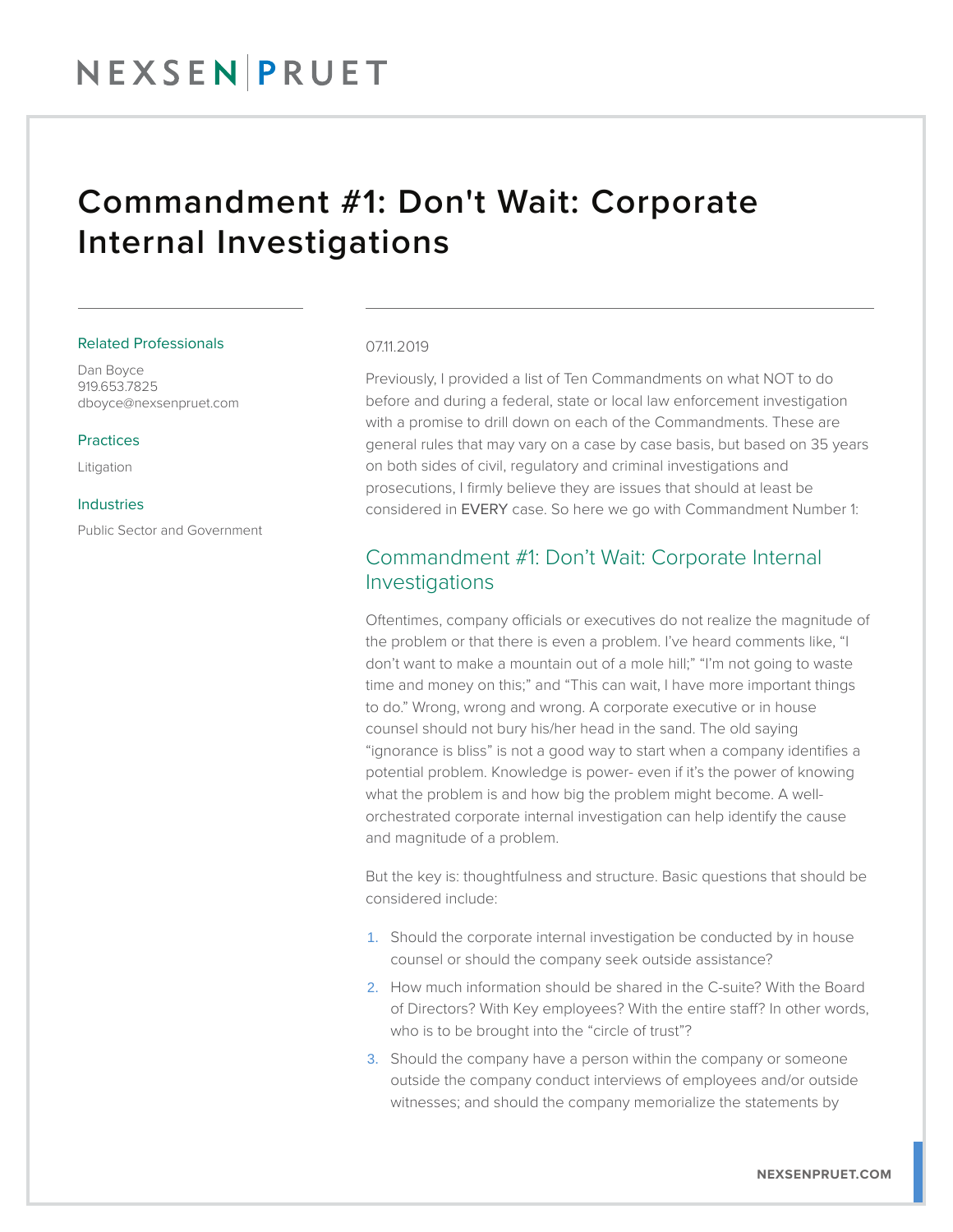# Commandment #1: Don't Wait: Corporate Internal Investigations

### Related Professionals

Dan Boyce
919.653.7825
dboyce@nexsenpruet.com

### Practices

Litigation

### Industries

Public Sector and Government

07.11.2019

Previously, I provided a list of Ten Commandments on what NOT to do before and during a federal, state or local law enforcement investigation with a promise to drill down on each of the Commandments. These are general rules that may vary on a case by case basis, but based on 35 years on both sides of civil, regulatory and criminal investigations and prosecutions, I firmly believe they are issues that should at least be considered in EVERY case. So here we go with Commandment Number 1:

## Commandment #1: Don't Wait: Corporate Internal Investigations

Oftentimes, company officials or executives do not realize the magnitude of the problem or that there is even a problem. I've heard comments like, "I don't want to make a mountain out of a mole hill;" "I'm not going to waste time and money on this;" and "This can wait, I have more important things to do." Wrong, wrong and wrong. A corporate executive or in house counsel should not bury his/her head in the sand. The old saying "ignorance is bliss" is not a good way to start when a company identifies a potential problem. Knowledge is power- even if it's the power of knowing what the problem is and how big the problem might become. A well-orchestrated corporate internal investigation can help identify the cause and magnitude of a problem.

But the key is: thoughtfulness and structure. Basic questions that should be considered include:

1. Should the corporate internal investigation be conducted by in house counsel or should the company seek outside assistance?
2. How much information should be shared in the C-suite? With the Board of Directors? With Key employees? With the entire staff? In other words, who is to be brought into the "circle of trust"?
3. Should the company have a person within the company or someone outside the company conduct interviews of employees and/or outside witnesses; and should the company memorialize the statements by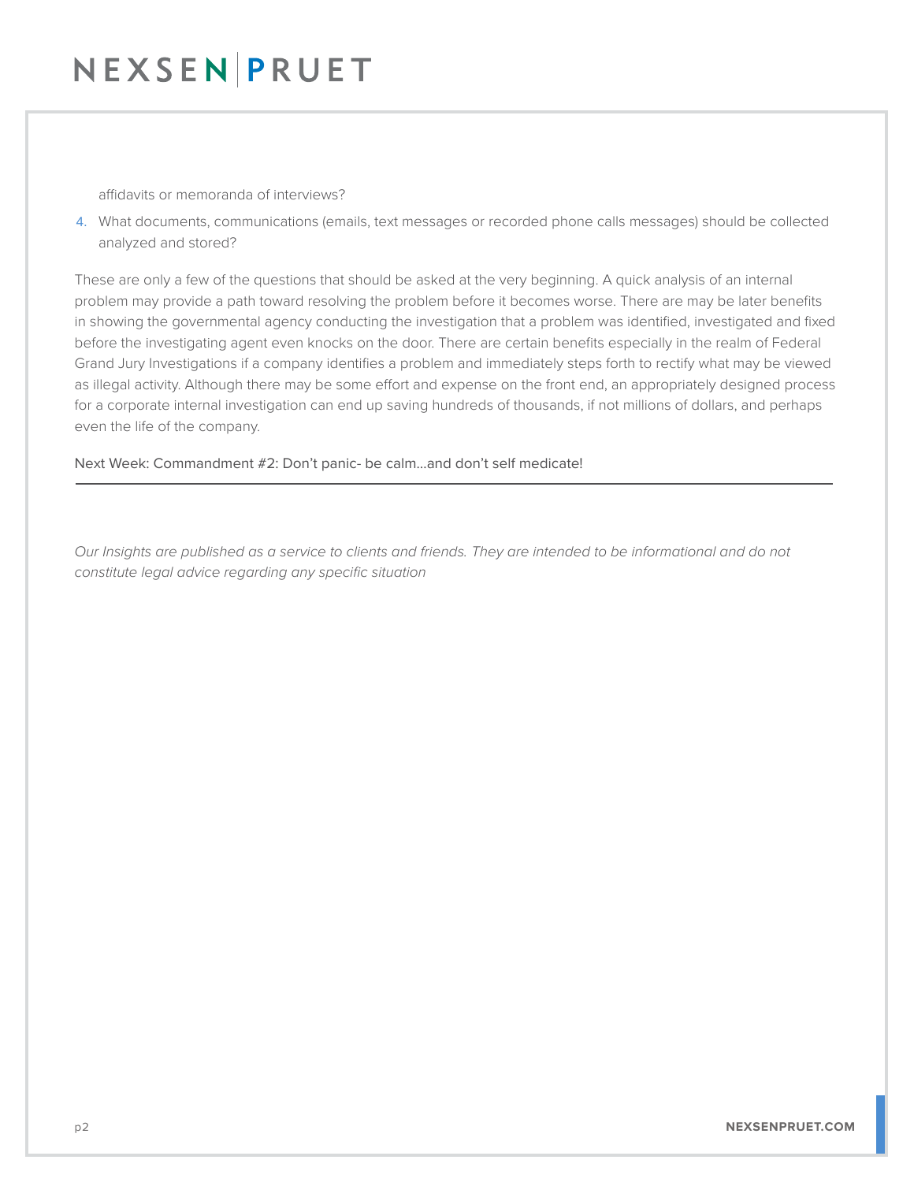affidavits or memoranda of interviews?

4. What documents, communications (emails, text messages or recorded phone calls messages) should be collected analyzed and stored?

These are only a few of the questions that should be asked at the very beginning. A quick analysis of an internal problem may provide a path toward resolving the problem before it becomes worse. There are may be later benefits in showing the governmental agency conducting the investigation that a problem was identified, investigated and fixed before the investigating agent even knocks on the door. There are certain benefits especially in the realm of Federal Grand Jury Investigations if a company identifies a problem and immediately steps forth to rectify what may be viewed as illegal activity. Although there may be some effort and expense on the front end, an appropriately designed process for a corporate internal investigation can end up saving hundreds of thousands, if not millions of dollars, and perhaps even the life of the company.

Next Week: Commandment #2: Don't panic- be calm...and don't self medicate!

---

*Our Insights are published as a service to clients and friends. They are intended to be informational and do not constitute legal advice regarding any specific situation*